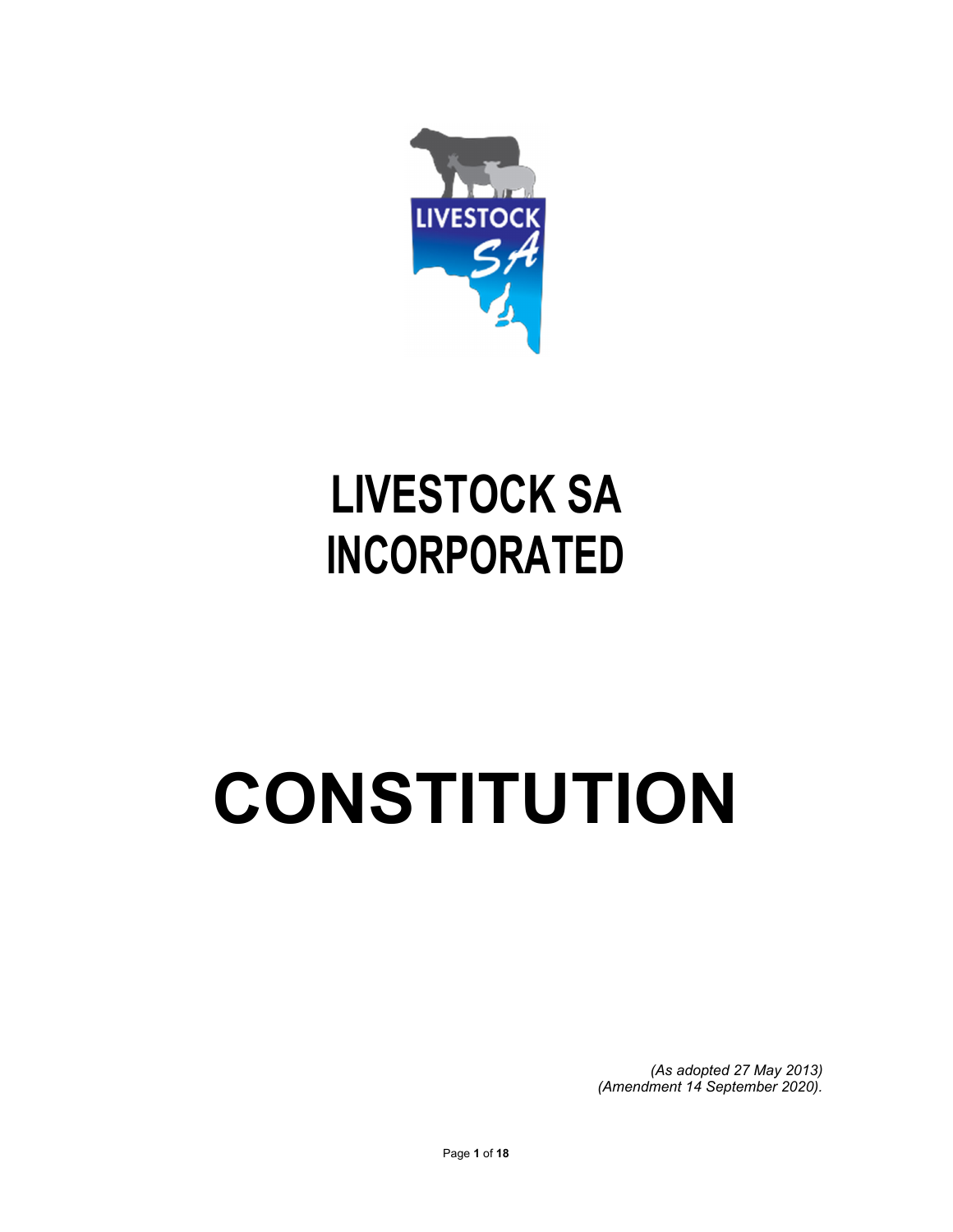# LIVESTOCK SA INCORPORATED

# CONSTITUTION

*(As adopted 27 May 2013)*
*(Amendment 14 September 2020).*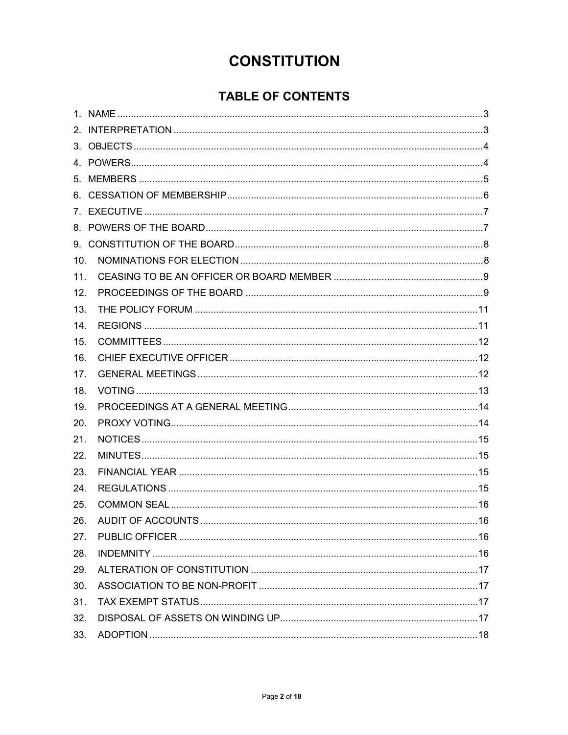# CONSTITUTION

## TABLE OF CONTENTS

1. NAME ........ 3
2. INTERPRETATION ........ 3
3. OBJECTS ........ 4
4. POWERS ........ 4
5. MEMBERS ........ 5
6. CESSATION OF MEMBERSHIP ........ 6
7. EXECUTIVE ........ 7
8. POWERS OF THE BOARD ........ 7
9. CONSTITUTION OF THE BOARD ........ 8
10. NOMINATIONS FOR ELECTION ........ 8
11. CEASING TO BE AN OFFICER OR BOARD MEMBER ........ 9
12. PROCEEDINGS OF THE BOARD ........ 9
13. THE POLICY FORUM ........ 11
14. REGIONS ........ 11
15. COMMITTEES ........ 12
16. CHIEF EXECUTIVE OFFICER ........ 12
17. GENERAL MEETINGS ........ 12
18. VOTING ........ 13
19. PROCEEDINGS AT A GENERAL MEETING ........ 14
20. PROXY VOTING ........ 14
21. NOTICES ........ 15
22. MINUTES ........ 15
23. FINANCIAL YEAR ........ 15
24. REGULATIONS ........ 15
25. COMMON SEAL ........ 16
26. AUDIT OF ACCOUNTS ........ 16
27. PUBLIC OFFICER ........ 16
28. INDEMNITY ........ 16
29. ALTERATION OF CONSTITUTION ........ 17
30. ASSOCIATION TO BE NON-PROFIT ........ 17
31. TAX EXEMPT STATUS ........ 17
32. DISPOSAL OF ASSETS ON WINDING UP ........ 17
33. ADOPTION ........ 18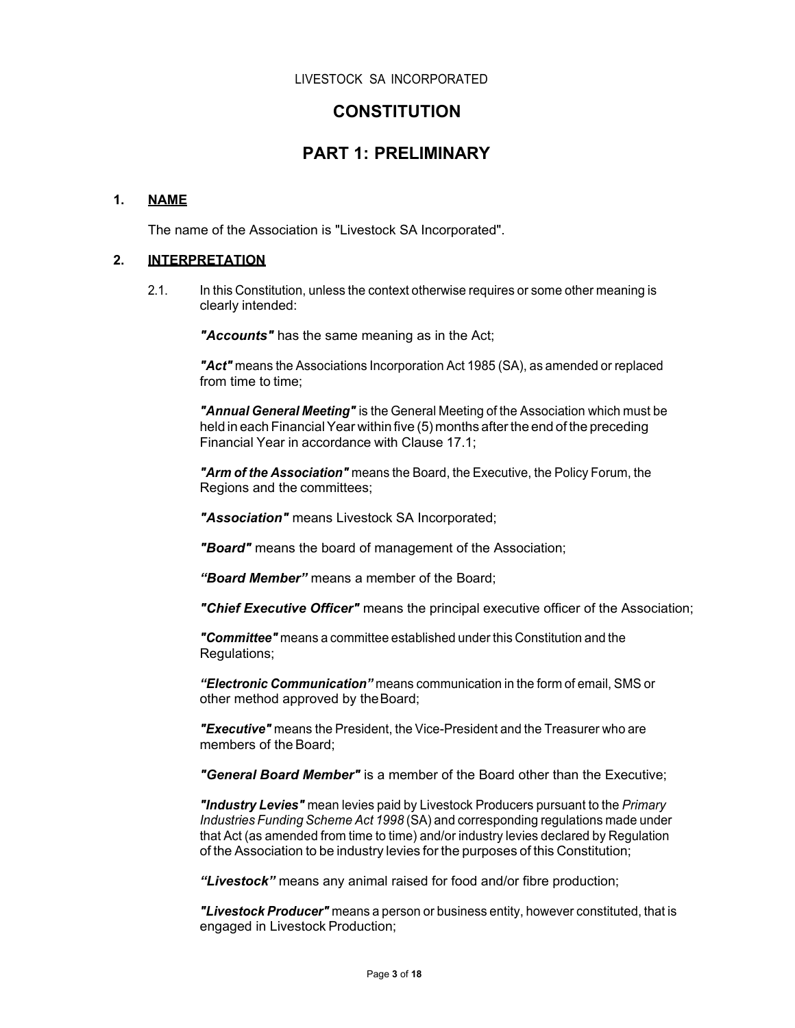LIVESTOCK SA INCORPORATED

# CONSTITUTION

## PART 1: PRELIMINARY

### 1. NAME

The name of the Association is "Livestock SA Incorporated".

### 2. INTERPRETATION

2.1. In this Constitution, unless the context otherwise requires or some other meaning is clearly intended:

***"Accounts"*** has the same meaning as in the Act;

***"Act"*** means the Associations Incorporation Act 1985 (SA), as amended or replaced from time to time;

***"Annual General Meeting"*** is the General Meeting of the Association which must be held in each Financial Year within five (5) months after the end of the preceding Financial Year in accordance with Clause 17.1;

***"Arm of the Association"*** means the Board, the Executive, the Policy Forum, the Regions and the committees;

***"Association"*** means Livestock SA Incorporated;

***"Board"*** means the board of management of the Association;

***"Board Member"*** means a member of the Board;

***"Chief Executive Officer"*** means the principal executive officer of the Association;

***"Committee"*** means a committee established under this Constitution and the Regulations;

***"Electronic Communication"*** means communication in the form of email, SMS or other method approved by the Board;

***"Executive"*** means the President, the Vice-President and the Treasurer who are members of the Board;

***"General Board Member"*** is a member of the Board other than the Executive;

***"Industry Levies"*** mean levies paid by Livestock Producers pursuant to the *Primary Industries Funding Scheme Act 1998* (SA) and corresponding regulations made under that Act (as amended from time to time) and/or industry levies declared by Regulation of the Association to be industry levies for the purposes of this Constitution;

***"Livestock"*** means any animal raised for food and/or fibre production;

***"Livestock Producer"*** means a person or business entity, however constituted, that is engaged in Livestock Production;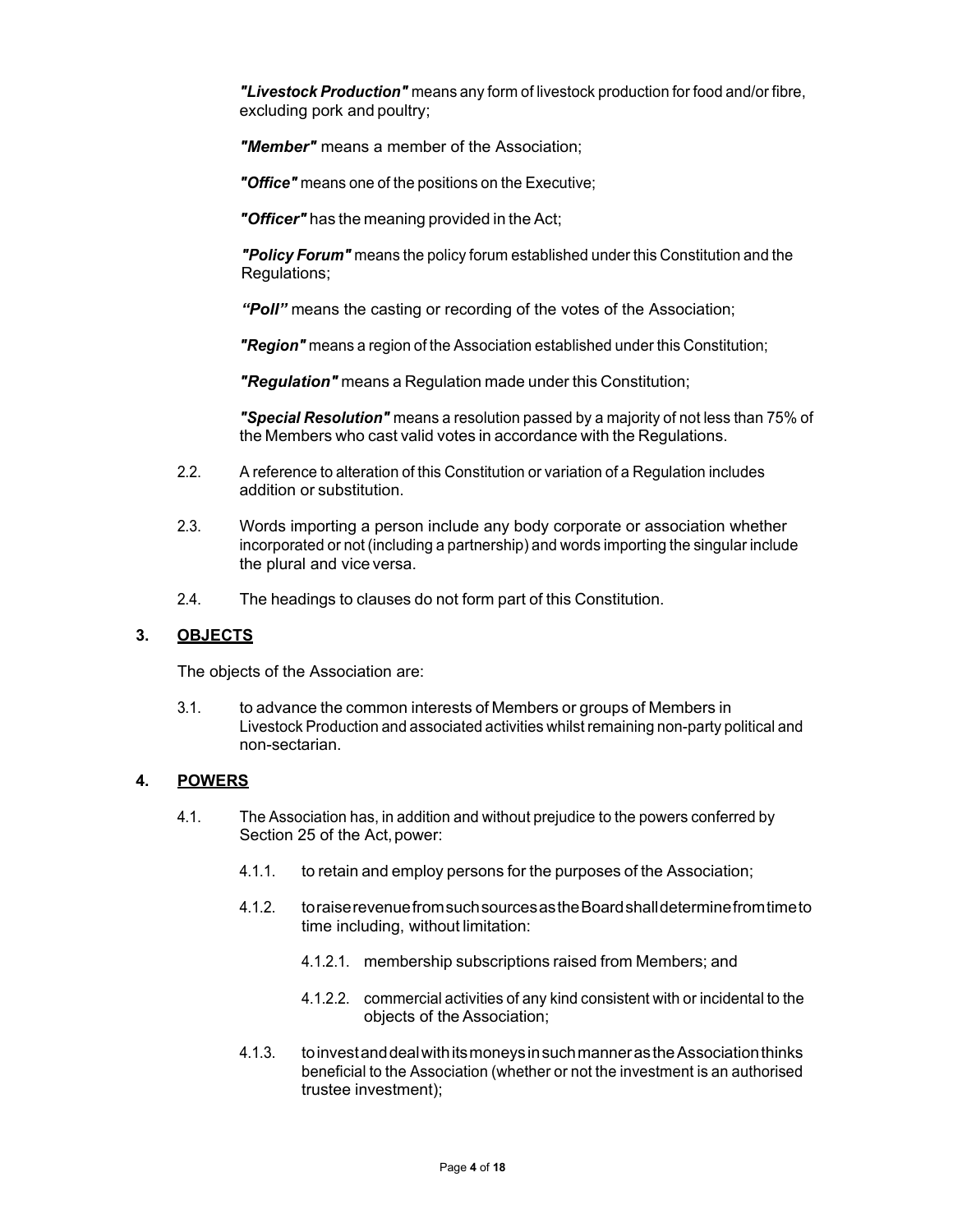***"Livestock Production"*** means any form of livestock production for food and/or fibre, excluding pork and poultry;

***"Member"*** means a member of the Association;

***"Office"*** means one of the positions on the Executive;

***"Officer"*** has the meaning provided in the Act;

***"Policy Forum"*** means the policy forum established under this Constitution and the Regulations;

***"Poll"*** means the casting or recording of the votes of the Association;

***"Region"*** means a region of the Association established under this Constitution;

***"Regulation"*** means a Regulation made under this Constitution;

***"Special Resolution"*** means a resolution passed by a majority of not less than 75% of the Members who cast valid votes in accordance with the Regulations.

2.2. A reference to alteration of this Constitution or variation of a Regulation includes addition or substitution.

2.3. Words importing a person include any body corporate or association whether incorporated or not (including a partnership) and words importing the singular include the plural and vice versa.

2.4. The headings to clauses do not form part of this Constitution.

## 3. OBJECTS

The objects of the Association are:

3.1. to advance the common interests of Members or groups of Members in Livestock Production and associated activities whilst remaining non-party political and non-sectarian.

## 4. POWERS

4.1. The Association has, in addition and without prejudice to the powers conferred by Section 25 of the Act, power:

4.1.1. to retain and employ persons for the purposes of the Association;

4.1.2. to raise revenue from such sources as the Board shall determine from time to time including, without limitation:

4.1.2.1. membership subscriptions raised from Members; and

4.1.2.2. commercial activities of any kind consistent with or incidental to the objects of the Association;

4.1.3. to invest and deal with its moneys in such manner as the Association thinks beneficial to the Association (whether or not the investment is an authorised trustee investment);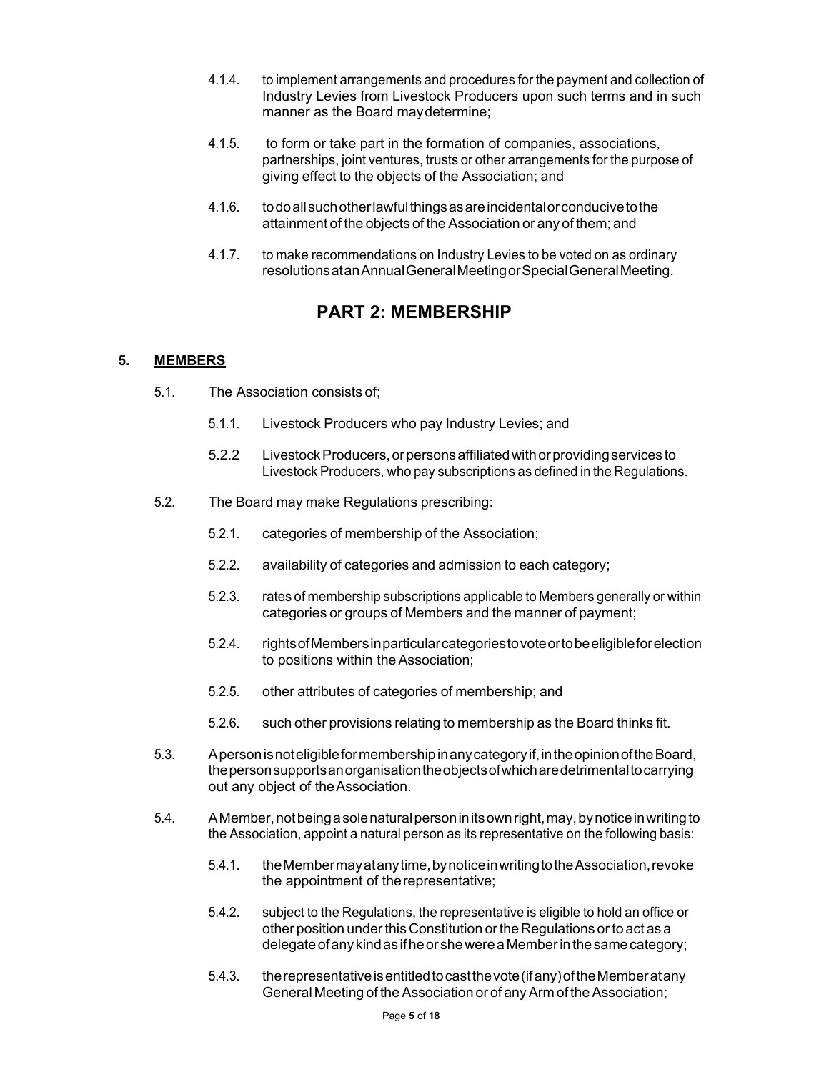4.1.4. to implement arrangements and procedures for the payment and collection of Industry Levies from Livestock Producers upon such terms and in such manner as the Board may determine;

4.1.5. to form or take part in the formation of companies, associations, partnerships, joint ventures, trusts or other arrangements for the purpose of giving effect to the objects of the Association; and

4.1.6. to do all such other lawful things as are incidental or conducive to the attainment of the objects of the Association or any of them; and

4.1.7. to make recommendations on Industry Levies to be voted on as ordinary resolutions at an Annual General Meeting or Special General Meeting.

## PART 2: MEMBERSHIP

### 5. MEMBERS

5.1. The Association consists of;

5.1.1. Livestock Producers who pay Industry Levies; and

5.2.2 Livestock Producers, or persons affiliated with or providing services to Livestock Producers, who pay subscriptions as defined in the Regulations.

5.2. The Board may make Regulations prescribing:

5.2.1. categories of membership of the Association;

5.2.2. availability of categories and admission to each category;

5.2.3. rates of membership subscriptions applicable to Members generally or within categories or groups of Members and the manner of payment;

5.2.4. rights of Members in particular categories to vote or to be eligible for election to positions within the Association;

5.2.5. other attributes of categories of membership; and

5.2.6. such other provisions relating to membership as the Board thinks fit.

5.3. A person is not eligible for membership in any category if, in the opinion of the Board, the person supports an organisation the objects of which are detrimental to carrying out any object of the Association.

5.4. A Member, not being a sole natural person in its own right, may, by notice in writing to the Association, appoint a natural person as its representative on the following basis:

5.4.1. the Member may at any time, by notice in writing to the Association, revoke the appointment of the representative;

5.4.2. subject to the Regulations, the representative is eligible to hold an office or other position under this Constitution or the Regulations or to act as a delegate of any kind as if he or she were a Member in the same category;

5.4.3. the representative is entitled to cast the vote (if any) of the Member at any General Meeting of the Association or of any Arm of the Association;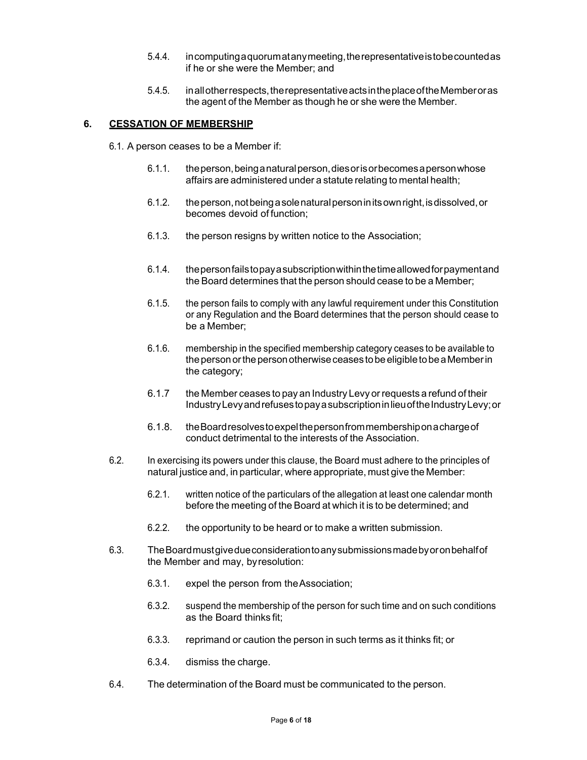5.4.4. in computing a quorum at any meeting, the representative is to be counted as if he or she were the Member; and

5.4.5. in all other respects, the representative acts in the place of the Member or as the agent of the Member as though he or she were the Member.

## 6. CESSATION OF MEMBERSHIP

6.1. A person ceases to be a Member if:

6.1.1. the person, being a natural person, dies or is or becomes a person whose affairs are administered under a statute relating to mental health;

6.1.2. the person, not being a sole natural person in its own right, is dissolved, or becomes devoid of function;

6.1.3. the person resigns by written notice to the Association;

6.1.4. the person fails to pay a subscription within the time allowed for payment and the Board determines that the person should cease to be a Member;

6.1.5. the person fails to comply with any lawful requirement under this Constitution or any Regulation and the Board determines that the person should cease to be a Member;

6.1.6. membership in the specified membership category ceases to be available to the person or the person otherwise ceases to be eligible to be a Member in the category;

6.1.7 the Member ceases to pay an Industry Levy or requests a refund of their Industry Levy and refuses to pay a subscription in lieu of the Industry Levy; or

6.1.8. the Board resolves to expel the person from membership on a charge of conduct detrimental to the interests of the Association.

6.2. In exercising its powers under this clause, the Board must adhere to the principles of natural justice and, in particular, where appropriate, must give the Member:

6.2.1. written notice of the particulars of the allegation at least one calendar month before the meeting of the Board at which it is to be determined; and

6.2.2. the opportunity to be heard or to make a written submission.

6.3. The Board must give due consideration to any submissions made by or on behalf of the Member and may, by resolution:

6.3.1. expel the person from the Association;

6.3.2. suspend the membership of the person for such time and on such conditions as the Board thinks fit;

6.3.3. reprimand or caution the person in such terms as it thinks fit; or

6.3.4. dismiss the charge.

6.4. The determination of the Board must be communicated to the person.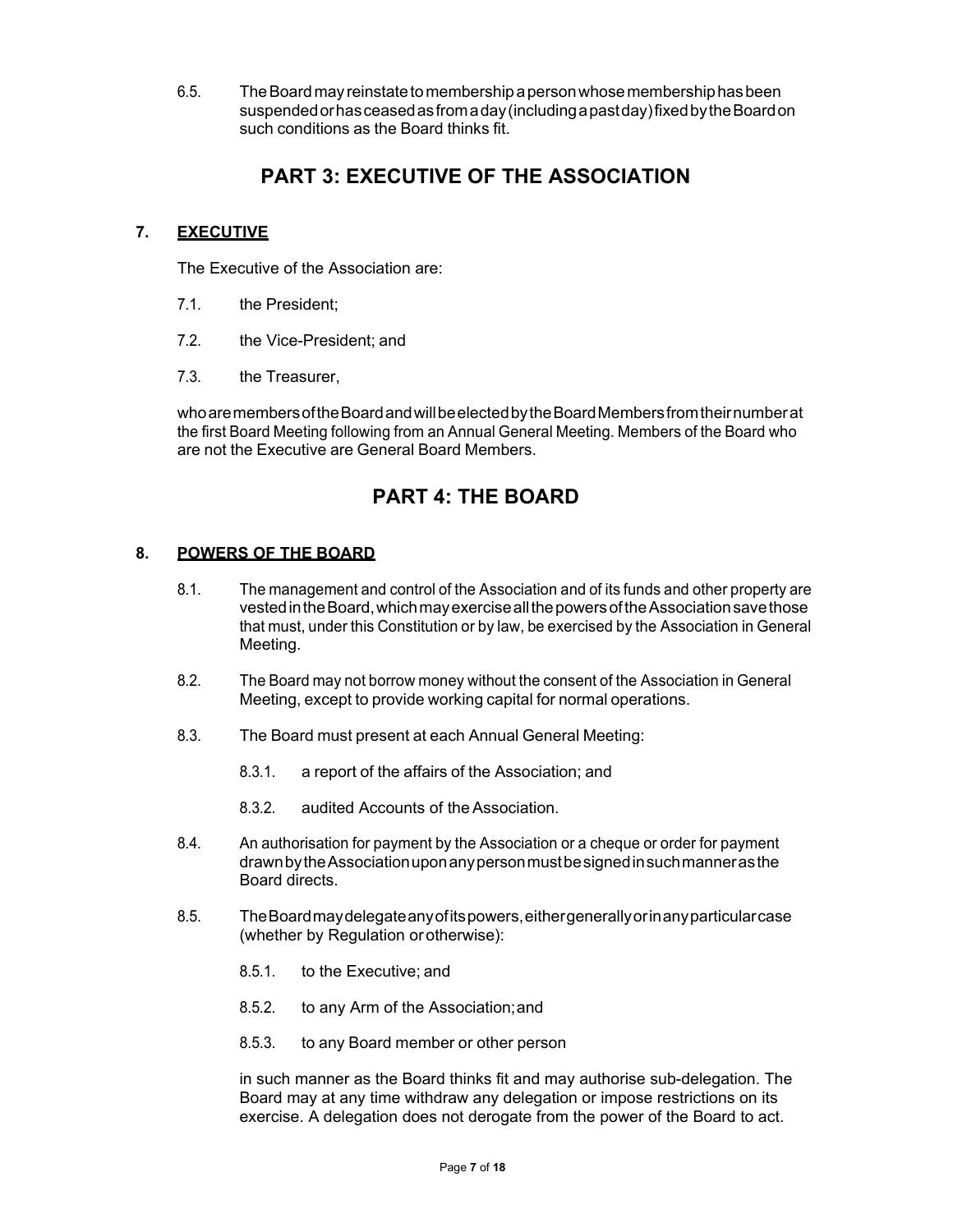6.5. The Board may reinstate to membership a person whose membership has been suspended or has ceased as from a day (including a past day) fixed by the Board on such conditions as the Board thinks fit.

# PART 3: EXECUTIVE OF THE ASSOCIATION

## 7. EXECUTIVE

The Executive of the Association are:

7.1. the President;

7.2. the Vice-President; and

7.3. the Treasurer,

who are members of the Board and will be elected by the Board Members from their number at the first Board Meeting following from an Annual General Meeting. Members of the Board who are not the Executive are General Board Members.

# PART 4: THE BOARD

## 8. POWERS OF THE BOARD

8.1. The management and control of the Association and of its funds and other property are vested in the Board, which may exercise all the powers of the Association save those that must, under this Constitution or by law, be exercised by the Association in General Meeting.

8.2. The Board may not borrow money without the consent of the Association in General Meeting, except to provide working capital for normal operations.

8.3. The Board must present at each Annual General Meeting:

8.3.1. a report of the affairs of the Association; and

8.3.2. audited Accounts of the Association.

8.4. An authorisation for payment by the Association or a cheque or order for payment drawn by the Association upon any person must be signed in such manner as the Board directs.

8.5. The Board may delegate any of its powers, either generally or in any particular case (whether by Regulation or otherwise):

8.5.1. to the Executive; and

8.5.2. to any Arm of the Association; and

8.5.3. to any Board member or other person

in such manner as the Board thinks fit and may authorise sub-delegation. The Board may at any time withdraw any delegation or impose restrictions on its exercise. A delegation does not derogate from the power of the Board to act.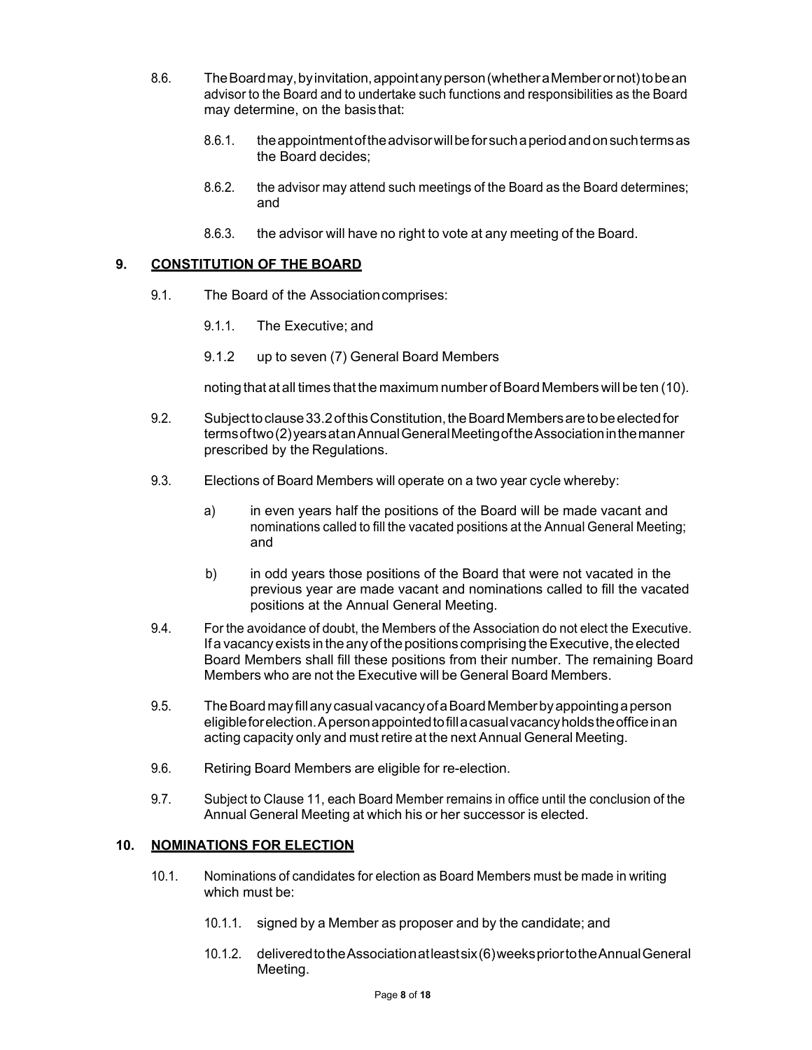8.6. The Board may, by invitation, appoint any person (whether a Member or not) to be an advisor to the Board and to undertake such functions and responsibilities as the Board may determine, on the basis that:

8.6.1. the appointment of the advisor will be for such a period and on such terms as the Board decides;

8.6.2. the advisor may attend such meetings of the Board as the Board determines; and

8.6.3. the advisor will have no right to vote at any meeting of the Board.

## 9. CONSTITUTION OF THE BOARD

9.1. The Board of the Association comprises:

9.1.1. The Executive; and

9.1.2 up to seven (7) General Board Members

noting that at all times that the maximum number of Board Members will be ten (10).

9.2. Subject to clause 33.2 of this Constitution, the Board Members are to be elected for terms of two (2) years at an Annual General Meeting of the Association in the manner prescribed by the Regulations.

9.3. Elections of Board Members will operate on a two year cycle whereby:

a) in even years half the positions of the Board will be made vacant and nominations called to fill the vacated positions at the Annual General Meeting; and

b) in odd years those positions of the Board that were not vacated in the previous year are made vacant and nominations called to fill the vacated positions at the Annual General Meeting.

9.4. For the avoidance of doubt, the Members of the Association do not elect the Executive. If a vacancy exists in the any of the positions comprising the Executive, the elected Board Members shall fill these positions from their number. The remaining Board Members who are not the Executive will be General Board Members.

9.5. The Board may fill any casual vacancy of a Board Member by appointing a person eligible for election. A person appointed to fill a casual vacancy holds the office in an acting capacity only and must retire at the next Annual General Meeting.

9.6. Retiring Board Members are eligible for re-election.

9.7. Subject to Clause 11, each Board Member remains in office until the conclusion of the Annual General Meeting at which his or her successor is elected.

## 10. NOMINATIONS FOR ELECTION

10.1. Nominations of candidates for election as Board Members must be made in writing which must be:

10.1.1. signed by a Member as proposer and by the candidate; and

10.1.2. delivered to the Association at least six (6) weeks prior to the Annual General Meeting.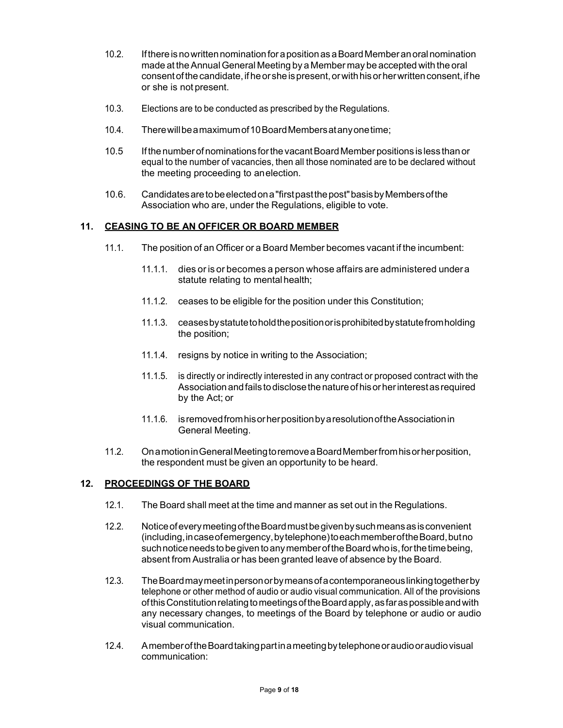10.2. If there is no written nomination for a position as a Board Member an oral nomination made at the Annual General Meeting by a Member may be accepted with the oral consent of the candidate, if he or she is present, or with his or her written consent, if he or she is not present.

10.3. Elections are to be conducted as prescribed by the Regulations.

10.4. There will be a maximum of 10 Board Members at any one time;

10.5 If the number of nominations for the vacant Board Member positions is less than or equal to the number of vacancies, then all those nominated are to be declared without the meeting proceeding to an election.

10.6. Candidates are to be elected on a "first past the post" basis by Members of the Association who are, under the Regulations, eligible to vote.

## 11. CEASING TO BE AN OFFICER OR BOARD MEMBER

11.1. The position of an Officer or a Board Member becomes vacant if the incumbent:

11.1.1. dies or is or becomes a person whose affairs are administered under a statute relating to mental health;

11.1.2. ceases to be eligible for the position under this Constitution;

11.1.3. ceases by statute to hold the position or is prohibited by statute from holding the position;

11.1.4. resigns by notice in writing to the Association;

11.1.5. is directly or indirectly interested in any contract or proposed contract with the Association and fails to disclose the nature of his or her interest as required by the Act; or

11.1.6. is removed from his or her position by a resolution of the Association in General Meeting.

11.2. On a motion in General Meeting to remove a Board Member from his or her position, the respondent must be given an opportunity to be heard.

## 12. PROCEEDINGS OF THE BOARD

12.1. The Board shall meet at the time and manner as set out in the Regulations.

12.2. Notice of every meeting of the Board must be given by such means as is convenient (including, in case of emergency, by telephone) to each member of the Board, but no such notice needs to be given to any member of the Board who is, for the time being, absent from Australia or has been granted leave of absence by the Board.

12.3. The Board may meet in person or by means of a contemporaneous linking together by telephone or other method of audio or audio visual communication. All of the provisions of this Constitution relating to meetings of the Board apply, as far as possible and with any necessary changes, to meetings of the Board by telephone or audio or audio visual communication.

12.4. A member of the Board taking part in a meeting by telephone or audio or audio visual communication: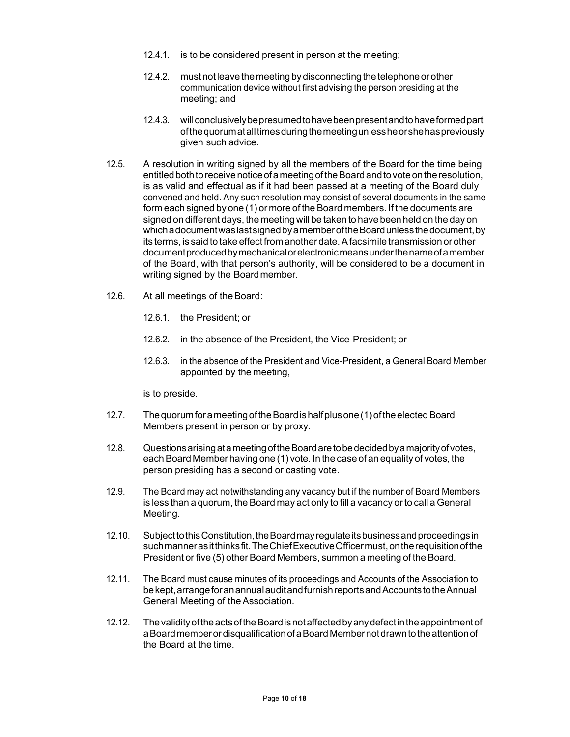12.4.1. is to be considered present in person at the meeting;

12.4.2. must not leave the meeting by disconnecting the telephone or other communication device without first advising the person presiding at the meeting; and

12.4.3. will conclusively be presumed to have been present and to have formed part of the quorum at all times during the meeting unless he or she has previously given such advice.

12.5. A resolution in writing signed by all the members of the Board for the time being entitled both to receive notice of a meeting of the Board and to vote on the resolution, is as valid and effectual as if it had been passed at a meeting of the Board duly convened and held. Any such resolution may consist of several documents in the same form each signed by one (1) or more of the Board members. If the documents are signed on different days, the meeting will be taken to have been held on the day on which a document was last signed by a member of the Board unless the document, by its terms, is said to take effect from another date. A facsimile transmission or other document produced by mechanical or electronic means under the name of a member of the Board, with that person's authority, will be considered to be a document in writing signed by the Board member.

12.6. At all meetings of the Board:

12.6.1. the President; or

12.6.2. in the absence of the President, the Vice-President; or

12.6.3. in the absence of the President and Vice-President, a General Board Member appointed by the meeting,

is to preside.

12.7. The quorum for a meeting of the Board is half plus one (1) of the elected Board Members present in person or by proxy.

12.8. Questions arising at a meeting of the Board are to be decided by a majority of votes, each Board Member having one (1) vote. In the case of an equality of votes, the person presiding has a second or casting vote.

12.9. The Board may act notwithstanding any vacancy but if the number of Board Members is less than a quorum, the Board may act only to fill a vacancy or to call a General Meeting.

12.10. Subject to this Constitution, the Board may regulate its business and proceedings in such manner as it thinks fit. The Chief Executive Officer must, on the requisition of the President or five (5) other Board Members, summon a meeting of the Board.

12.11. The Board must cause minutes of its proceedings and Accounts of the Association to be kept, arrange for an annual audit and furnish reports and Accounts to the Annual General Meeting of the Association.

12.12. The validity of the acts of the Board is not affected by any defect in the appointment of a Board member or disqualification of a Board Member not drawn to the attention of the Board at the time.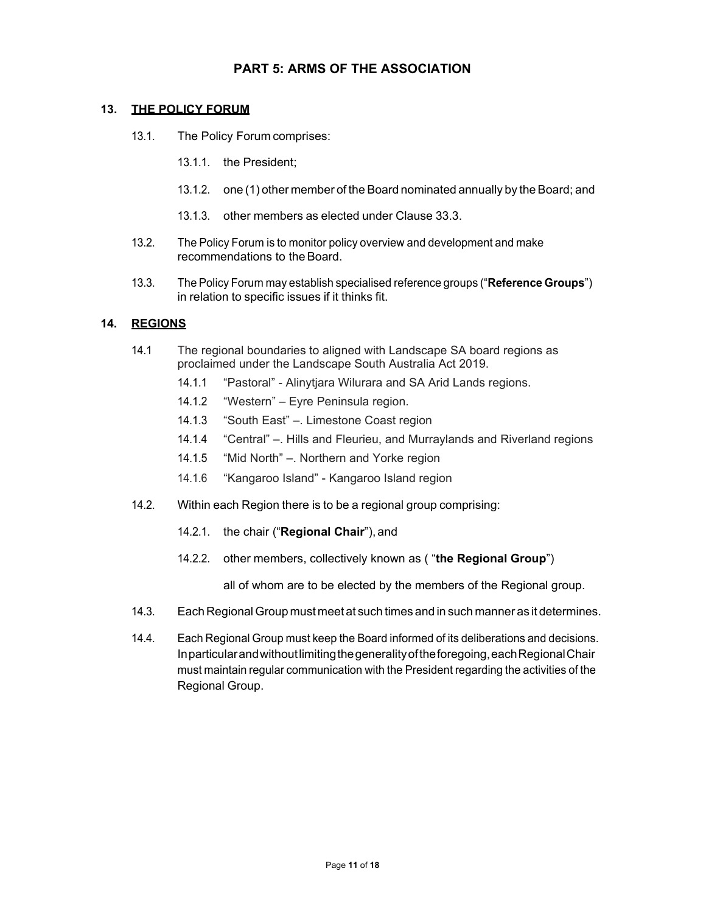# PART 5: ARMS OF THE ASSOCIATION

## 13. THE POLICY FORUM

13.1. The Policy Forum comprises:

13.1.1. the President;

13.1.2. one (1) other member of the Board nominated annually by the Board; and

13.1.3. other members as elected under Clause 33.3.

13.2. The Policy Forum is to monitor policy overview and development and make recommendations to the Board.

13.3. The Policy Forum may establish specialised reference groups ("**Reference Groups**") in relation to specific issues if it thinks fit.

## 14. REGIONS

14.1 The regional boundaries to aligned with Landscape SA board regions as proclaimed under the Landscape South Australia Act 2019.

14.1.1 "Pastoral" - Alinytjara Wilurara and SA Arid Lands regions.

14.1.2 "Western" – Eyre Peninsula region.

14.1.3 "South East" –. Limestone Coast region

14.1.4 "Central" –. Hills and Fleurieu, and Murraylands and Riverland regions

14.1.5 "Mid North" –. Northern and Yorke region

14.1.6 "Kangaroo Island" - Kangaroo Island region

14.2. Within each Region there is to be a regional group comprising:

14.2.1. the chair ("**Regional Chair**"), and

14.2.2. other members, collectively known as ( "**the Regional Group**")

all of whom are to be elected by the members of the Regional group.

14.3. Each Regional Group must meet at such times and in such manner as it determines.

14.4. Each Regional Group must keep the Board informed of its deliberations and decisions. In particular and without limiting the generality of the foregoing, each Regional Chair must maintain regular communication with the President regarding the activities of the Regional Group.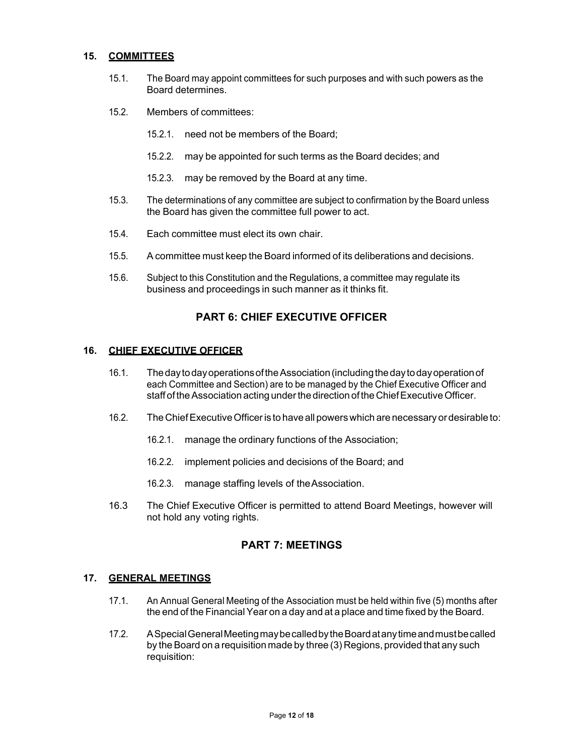## 15. COMMITTEES

15.1. The Board may appoint committees for such purposes and with such powers as the Board determines.

15.2. Members of committees:

15.2.1. need not be members of the Board;

15.2.2. may be appointed for such terms as the Board decides; and

15.2.3. may be removed by the Board at any time.

15.3. The determinations of any committee are subject to confirmation by the Board unless the Board has given the committee full power to act.

15.4. Each committee must elect its own chair.

15.5. A committee must keep the Board informed of its deliberations and decisions.

15.6. Subject to this Constitution and the Regulations, a committee may regulate its business and proceedings in such manner as it thinks fit.

# PART 6: CHIEF EXECUTIVE OFFICER

## 16. CHIEF EXECUTIVE OFFICER

16.1. The day to day operations of the Association (including the day to day operation of each Committee and Section) are to be managed by the Chief Executive Officer and staff of the Association acting under the direction of the Chief Executive Officer.

16.2. The Chief Executive Officer is to have all powers which are necessary or desirable to:

16.2.1. manage the ordinary functions of the Association;

16.2.2. implement policies and decisions of the Board; and

16.2.3. manage staffing levels of the Association.

16.3 The Chief Executive Officer is permitted to attend Board Meetings, however will not hold any voting rights.

# PART 7: MEETINGS

## 17. GENERAL MEETINGS

17.1. An Annual General Meeting of the Association must be held within five (5) months after the end of the Financial Year on a day and at a place and time fixed by the Board.

17.2. A Special General Meeting may be called by the Board at any time and must be called by the Board on a requisition made by three (3) Regions, provided that any such requisition: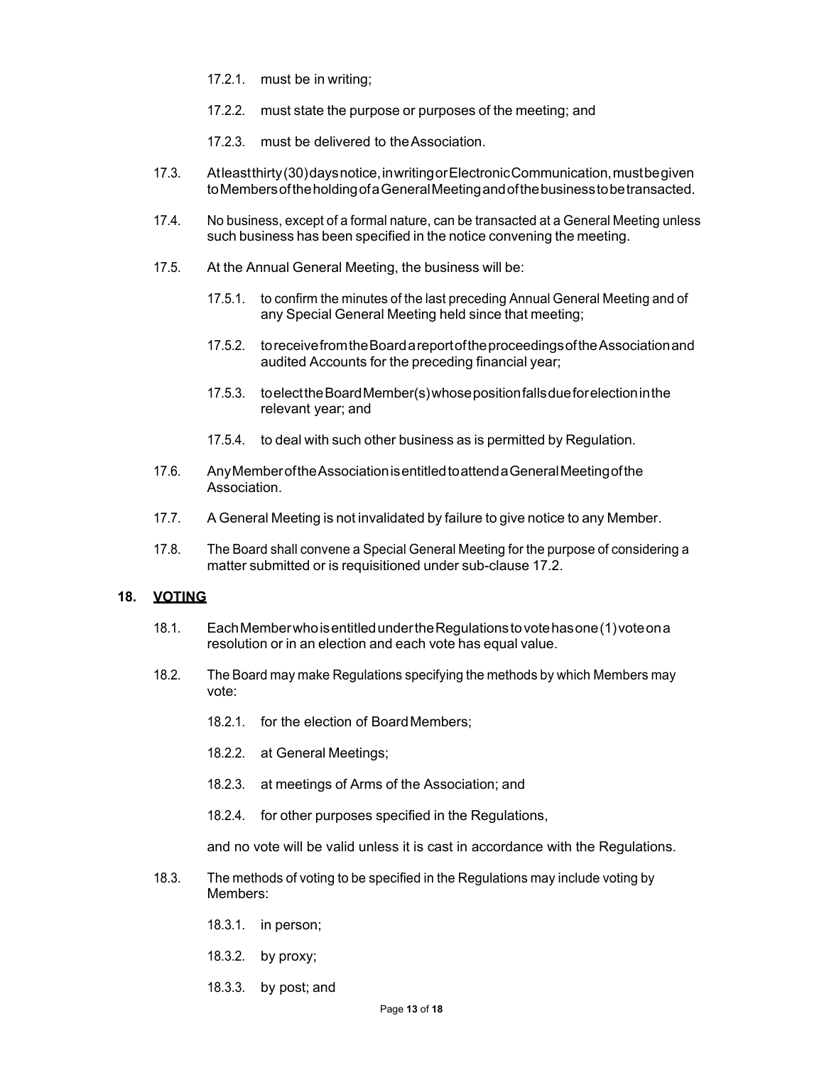17.2.1. must be in writing;

17.2.2. must state the purpose or purposes of the meeting; and

17.2.3. must be delivered to the Association.

17.3. At least thirty (30) days notice, in writing or Electronic Communication, must be given to Members of the holding of a General Meeting and of the business to be transacted.

17.4. No business, except of a formal nature, can be transacted at a General Meeting unless such business has been specified in the notice convening the meeting.

17.5. At the Annual General Meeting, the business will be:

17.5.1. to confirm the minutes of the last preceding Annual General Meeting and of any Special General Meeting held since that meeting;

17.5.2. to receive from the Board a report of the proceedings of the Association and audited Accounts for the preceding financial year;

17.5.3. to elect the Board Member(s) whose position falls due for election in the relevant year; and

17.5.4. to deal with such other business as is permitted by Regulation.

17.6. Any Member of the Association is entitled to attend a General Meeting of the Association.

17.7. A General Meeting is not invalidated by failure to give notice to any Member.

17.8. The Board shall convene a Special General Meeting for the purpose of considering a matter submitted or is requisitioned under sub-clause 17.2.

## 18. VOTING

18.1. Each Member who is entitled under the Regulations to vote has one (1) vote on a resolution or in an election and each vote has equal value.

18.2. The Board may make Regulations specifying the methods by which Members may vote:

18.2.1. for the election of Board Members;

18.2.2. at General Meetings;

18.2.3. at meetings of Arms of the Association; and

18.2.4. for other purposes specified in the Regulations,

and no vote will be valid unless it is cast in accordance with the Regulations.

18.3. The methods of voting to be specified in the Regulations may include voting by Members:

18.3.1. in person;

18.3.2. by proxy;

18.3.3. by post; and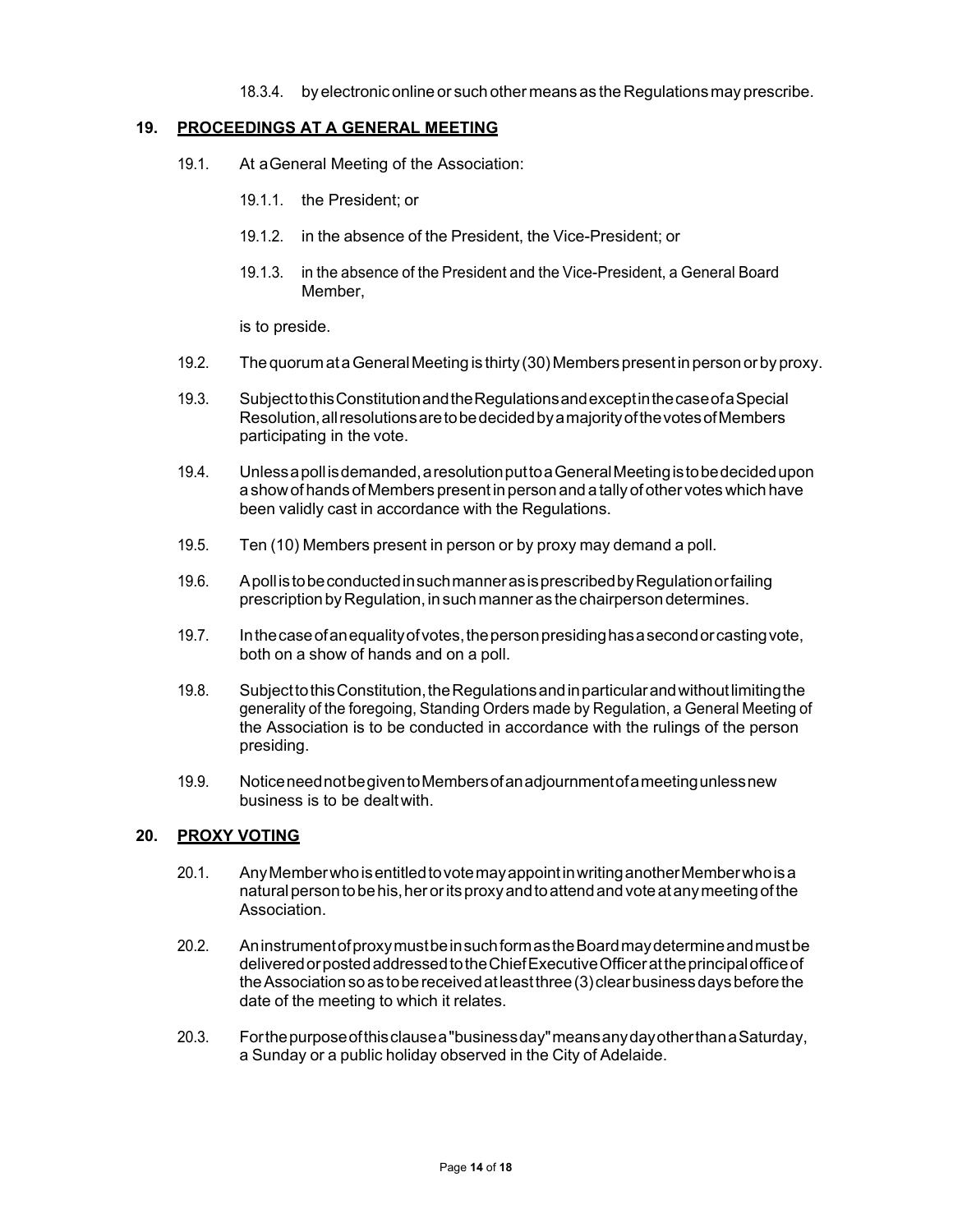18.3.4. by electronic online or such other means as the Regulations may prescribe.

## 19. PROCEEDINGS AT A GENERAL MEETING

19.1. At a General Meeting of the Association:

19.1.1. the President; or

19.1.2. in the absence of the President, the Vice-President; or

19.1.3. in the absence of the President and the Vice-President, a General Board Member,

is to preside.

19.2. The quorum at a General Meeting is thirty (30) Members present in person or by proxy.

19.3. Subject to this Constitution and the Regulations and except in the case of a Special Resolution, all resolutions are to be decided by a majority of the votes of Members participating in the vote.

19.4. Unless a poll is demanded, a resolution put to a General Meeting is to be decided upon a show of hands of Members present in person and a tally of other votes which have been validly cast in accordance with the Regulations.

19.5. Ten (10) Members present in person or by proxy may demand a poll.

19.6. A poll is to be conducted in such manner as is prescribed by Regulation or failing prescription by Regulation, in such manner as the chairperson determines.

19.7. In the case of an equality of votes, the person presiding has a second or casting vote, both on a show of hands and on a poll.

19.8. Subject to this Constitution, the Regulations and in particular and without limiting the generality of the foregoing, Standing Orders made by Regulation, a General Meeting of the Association is to be conducted in accordance with the rulings of the person presiding.

19.9. Notice need not be given to Members of an adjournment of a meeting unless new business is to be dealt with.

## 20. PROXY VOTING

20.1. Any Member who is entitled to vote may appoint in writing another Member who is a natural person to be his, her or its proxy and to attend and vote at any meeting of the Association.

20.2. An instrument of proxy must be in such form as the Board may determine and must be delivered or posted addressed to the Chief Executive Officer at the principal office of the Association so as to be received at least three (3) clear business days before the date of the meeting to which it relates.

20.3. For the purpose of this clause a "business day" means any day other than a Saturday, a Sunday or a public holiday observed in the City of Adelaide.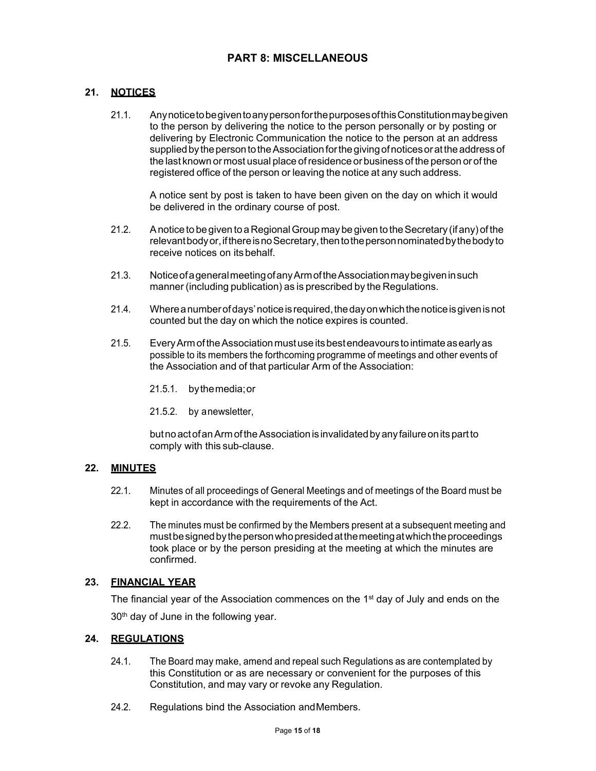# PART 8: MISCELLANEOUS

## 21. NOTICES

21.1. Any notice to be given to any person for the purposes of this Constitution may be given to the person by delivering the notice to the person personally or by posting or delivering by Electronic Communication the notice to the person at an address supplied by the person to the Association for the giving of notices or at the address of the last known or most usual place of residence or business of the person or of the registered office of the person or leaving the notice at any such address.

A notice sent by post is taken to have been given on the day on which it would be delivered in the ordinary course of post.

21.2. A notice to be given to a Regional Group may be given to the Secretary (if any) of the relevant body or, if there is no Secretary, then to the person nominated by the body to receive notices on its behalf.

21.3. Notice of a general meeting of any Arm of the Association may be given in such manner (including publication) as is prescribed by the Regulations.

21.4. Where a number of days' notice is required, the day on which the notice is given is not counted but the day on which the notice expires is counted.

21.5. Every Arm of the Association must use its best endeavours to intimate as early as possible to its members the forthcoming programme of meetings and other events of the Association and of that particular Arm of the Association:

21.5.1. by the media; or

21.5.2. by a newsletter,

but no act of an Arm of the Association is invalidated by any failure on its part to comply with this sub-clause.

## 22. MINUTES

22.1. Minutes of all proceedings of General Meetings and of meetings of the Board must be kept in accordance with the requirements of the Act.

22.2. The minutes must be confirmed by the Members present at a subsequent meeting and must be signed by the person who presided at the meeting at which the proceedings took place or by the person presiding at the meeting at which the minutes are confirmed.

## 23. FINANCIAL YEAR

The financial year of the Association commences on the 1st day of July and ends on the 30th day of June in the following year.

## 24. REGULATIONS

24.1. The Board may make, amend and repeal such Regulations as are contemplated by this Constitution or as are necessary or convenient for the purposes of this Constitution, and may vary or revoke any Regulation.

24.2. Regulations bind the Association and Members.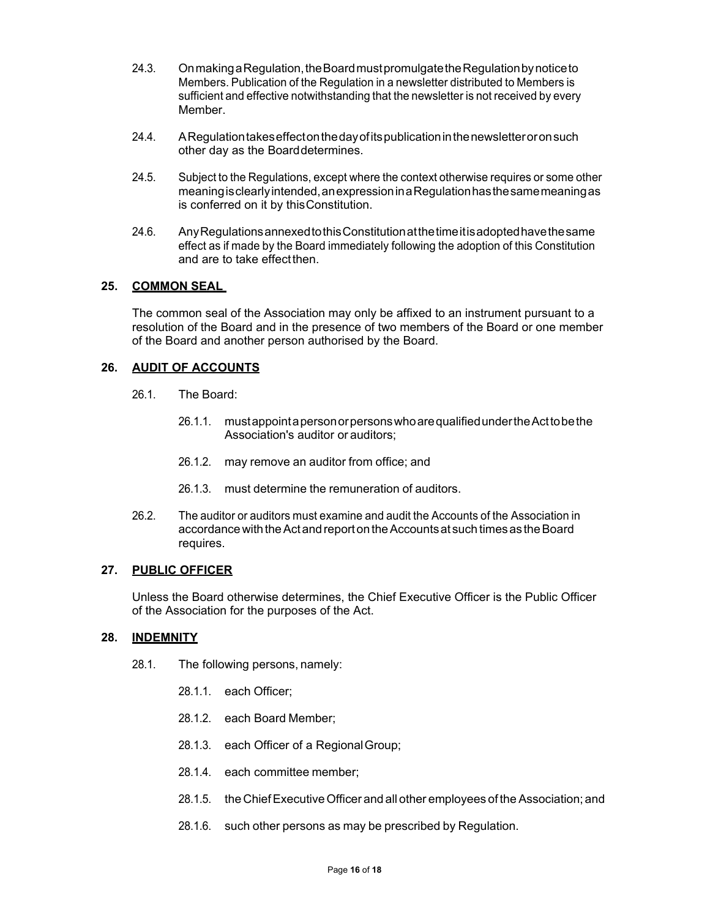24.3. On making a Regulation, the Board must promulgate the Regulation by notice to Members. Publication of the Regulation in a newsletter distributed to Members is sufficient and effective notwithstanding that the newsletter is not received by every Member.

24.4. A Regulation takes effect on the day of its publication in the newsletter or on such other day as the Board determines.

24.5. Subject to the Regulations, except where the context otherwise requires or some other meaning is clearly intended, an expression in a Regulation has the same meaning as is conferred on it by this Constitution.

24.6. Any Regulations annexed to this Constitution at the time it is adopted have the same effect as if made by the Board immediately following the adoption of this Constitution and are to take effect then.

## 25. COMMON SEAL

The common seal of the Association may only be affixed to an instrument pursuant to a resolution of the Board and in the presence of two members of the Board or one member of the Board and another person authorised by the Board.

## 26. AUDIT OF ACCOUNTS

26.1. The Board:

26.1.1. must appoint a person or persons who are qualified under the Act to be the Association's auditor or auditors;

26.1.2. may remove an auditor from office; and

26.1.3. must determine the remuneration of auditors.

26.2. The auditor or auditors must examine and audit the Accounts of the Association in accordance with the Act and report on the Accounts at such times as the Board requires.

## 27. PUBLIC OFFICER

Unless the Board otherwise determines, the Chief Executive Officer is the Public Officer of the Association for the purposes of the Act.

## 28. INDEMNITY

28.1. The following persons, namely:

28.1.1. each Officer;

28.1.2. each Board Member;

28.1.3. each Officer of a Regional Group;

28.1.4. each committee member;

28.1.5. the Chief Executive Officer and all other employees of the Association; and

28.1.6. such other persons as may be prescribed by Regulation.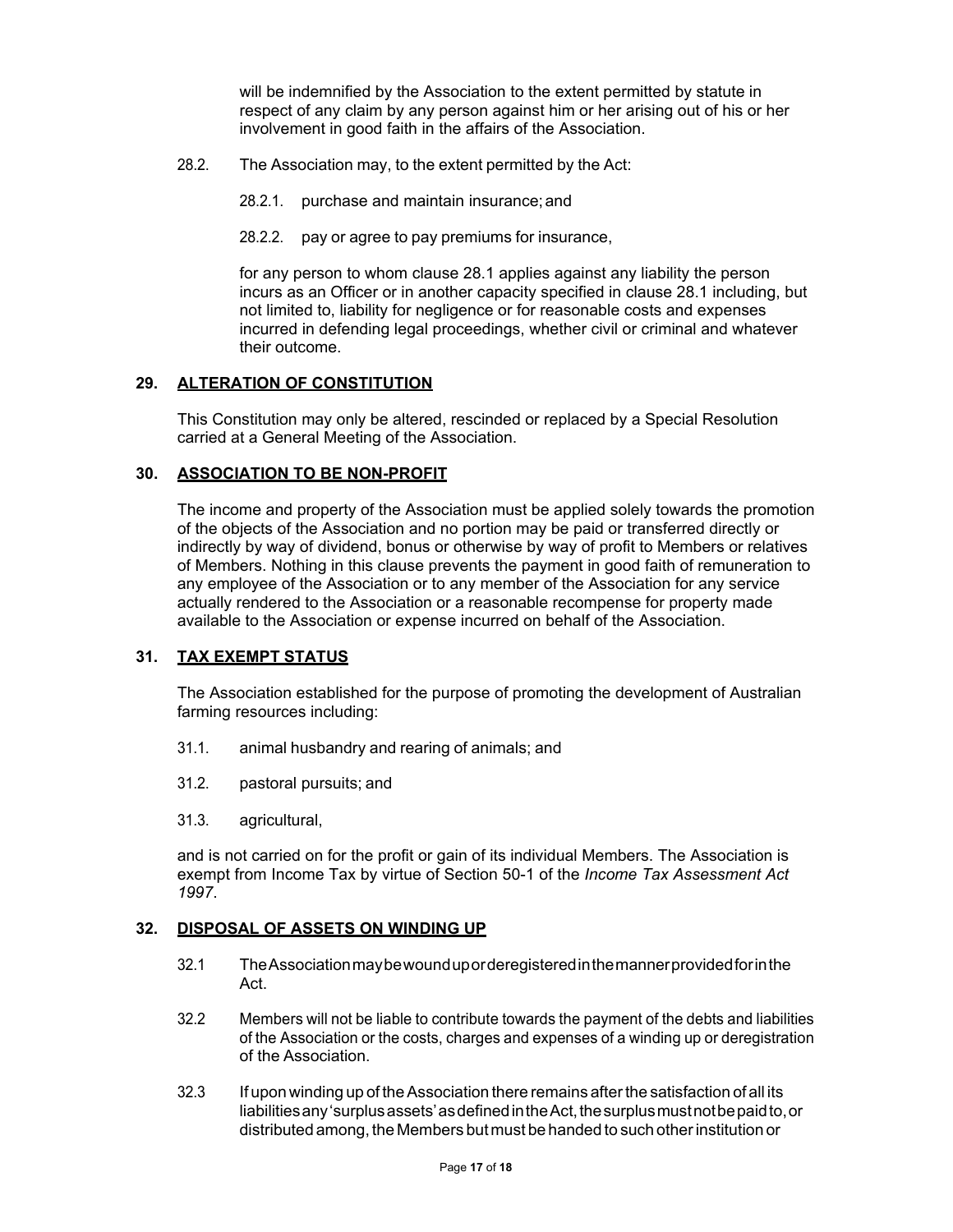will be indemnified by the Association to the extent permitted by statute in respect of any claim by any person against him or her arising out of his or her involvement in good faith in the affairs of the Association.

28.2. The Association may, to the extent permitted by the Act:

28.2.1. purchase and maintain insurance; and

28.2.2. pay or agree to pay premiums for insurance,

for any person to whom clause 28.1 applies against any liability the person incurs as an Officer or in another capacity specified in clause 28.1 including, but not limited to, liability for negligence or for reasonable costs and expenses incurred in defending legal proceedings, whether civil or criminal and whatever their outcome.

## 29. ALTERATION OF CONSTITUTION

This Constitution may only be altered, rescinded or replaced by a Special Resolution carried at a General Meeting of the Association.

## 30. ASSOCIATION TO BE NON-PROFIT

The income and property of the Association must be applied solely towards the promotion of the objects of the Association and no portion may be paid or transferred directly or indirectly by way of dividend, bonus or otherwise by way of profit to Members or relatives of Members. Nothing in this clause prevents the payment in good faith of remuneration to any employee of the Association or to any member of the Association for any service actually rendered to the Association or a reasonable recompense for property made available to the Association or expense incurred on behalf of the Association.

## 31. TAX EXEMPT STATUS

The Association established for the purpose of promoting the development of Australian farming resources including:

31.1. animal husbandry and rearing of animals; and

31.2. pastoral pursuits; and

31.3. agricultural,

and is not carried on for the profit or gain of its individual Members. The Association is exempt from Income Tax by virtue of Section 50-1 of the *Income Tax Assessment Act 1997*.

## 32. DISPOSAL OF ASSETS ON WINDING UP

32.1 The Association may be wound up or deregistered in the manner provided for in the Act.

32.2 Members will not be liable to contribute towards the payment of the debts and liabilities of the Association or the costs, charges and expenses of a winding up or deregistration of the Association.

32.3 If upon winding up of the Association there remains after the satisfaction of all its liabilities any 'surplus assets' as defined in the Act, the surplus must not be paid to, or distributed among, the Members but must be handed to such other institution or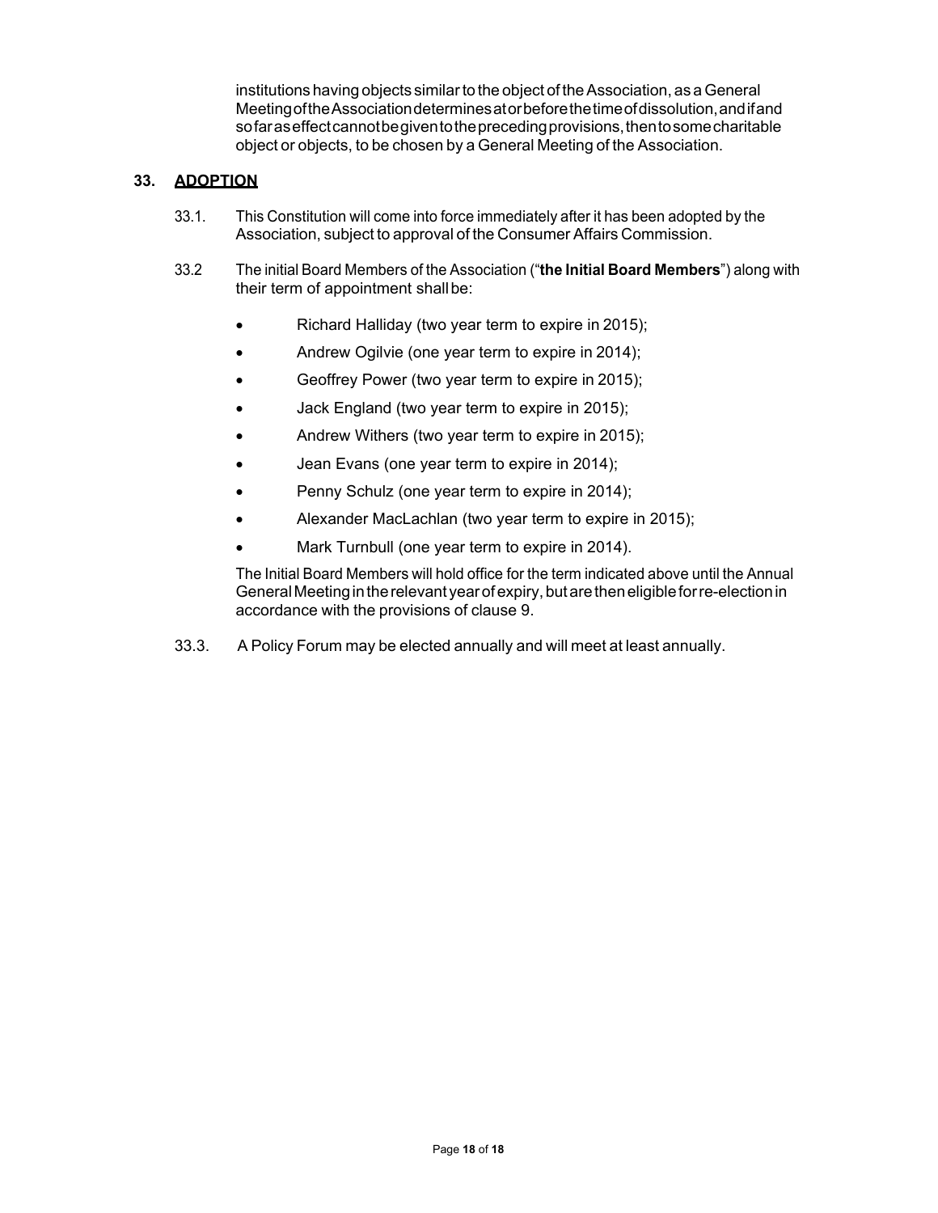institutions having objects similar to the object of the Association, as a General Meeting of the Association determines at or before the time of dissolution, and if and so far as effect cannot be given to the preceding provisions, then to some charitable object or objects, to be chosen by a General Meeting of the Association.

## 33. ADOPTION

33.1. This Constitution will come into force immediately after it has been adopted by the Association, subject to approval of the Consumer Affairs Commission.

33.2 The initial Board Members of the Association ("**the Initial Board Members**") along with their term of appointment shall be:

- Richard Halliday (two year term to expire in 2015);
- Andrew Ogilvie (one year term to expire in 2014);
- Geoffrey Power (two year term to expire in 2015);
- Jack England (two year term to expire in 2015);
- Andrew Withers (two year term to expire in 2015);
- Jean Evans (one year term to expire in 2014);
- Penny Schulz (one year term to expire in 2014);
- Alexander MacLachlan (two year term to expire in 2015);
- Mark Turnbull (one year term to expire in 2014).

The Initial Board Members will hold office for the term indicated above until the Annual General Meeting in the relevant year of expiry, but are then eligible for re-election in accordance with the provisions of clause 9.

33.3. A Policy Forum may be elected annually and will meet at least annually.